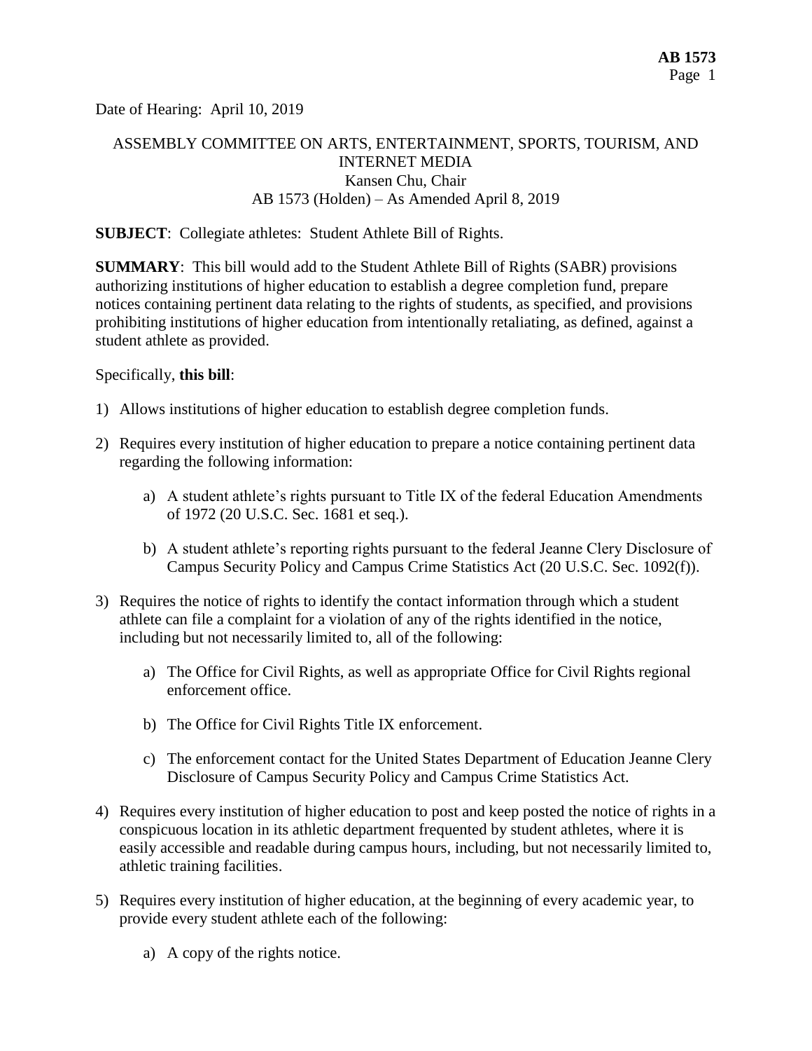Date of Hearing: April 10, 2019

ASSEMBLY COMMITTEE ON ARTS, ENTERTAINMENT, SPORTS, TOURISM, AND INTERNET MEDIA
Kansen Chu, Chair
AB 1573 (Holden) – As Amended April 8, 2019

**SUBJECT**: Collegiate athletes: Student Athlete Bill of Rights.

**SUMMARY**: This bill would add to the Student Athlete Bill of Rights (SABR) provisions authorizing institutions of higher education to establish a degree completion fund, prepare notices containing pertinent data relating to the rights of students, as specified, and provisions prohibiting institutions of higher education from intentionally retaliating, as defined, against a student athlete as provided.

Specifically, **this bill**:

1) Allows institutions of higher education to establish degree completion funds.

2) Requires every institution of higher education to prepare a notice containing pertinent data regarding the following information:

    a) A student athlete's rights pursuant to Title IX of the federal Education Amendments of 1972 (20 U.S.C. Sec. 1681 et seq.).

    b) A student athlete's reporting rights pursuant to the federal Jeanne Clery Disclosure of Campus Security Policy and Campus Crime Statistics Act (20 U.S.C. Sec. 1092(f)).

3) Requires the notice of rights to identify the contact information through which a student athlete can file a complaint for a violation of any of the rights identified in the notice, including but not necessarily limited to, all of the following:

    a) The Office for Civil Rights, as well as appropriate Office for Civil Rights regional enforcement office.

    b) The Office for Civil Rights Title IX enforcement.

    c) The enforcement contact for the United States Department of Education Jeanne Clery Disclosure of Campus Security Policy and Campus Crime Statistics Act.

4) Requires every institution of higher education to post and keep posted the notice of rights in a conspicuous location in its athletic department frequented by student athletes, where it is easily accessible and readable during campus hours, including, but not necessarily limited to, athletic training facilities.

5) Requires every institution of higher education, at the beginning of every academic year, to provide every student athlete each of the following:

    a) A copy of the rights notice.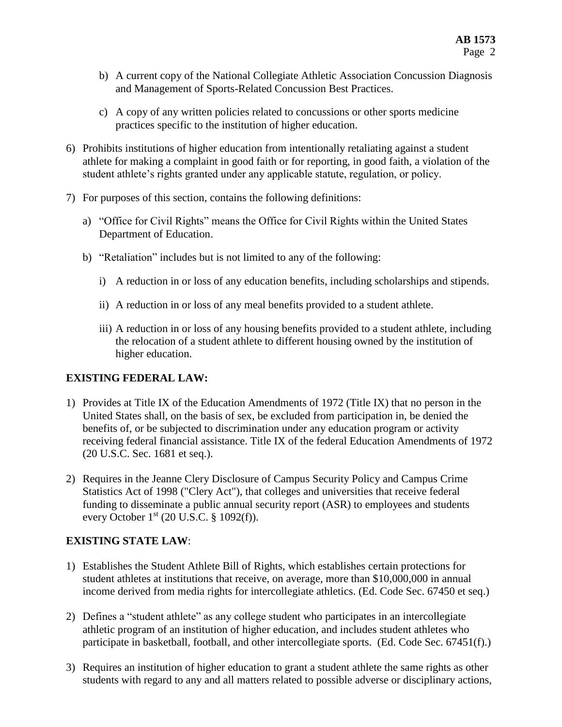b) A current copy of the National Collegiate Athletic Association Concussion Diagnosis and Management of Sports-Related Concussion Best Practices.

c) A copy of any written policies related to concussions or other sports medicine practices specific to the institution of higher education.

6) Prohibits institutions of higher education from intentionally retaliating against a student athlete for making a complaint in good faith or for reporting, in good faith, a violation of the student athlete's rights granted under any applicable statute, regulation, or policy.

7) For purposes of this section, contains the following definitions:

   a) "Office for Civil Rights" means the Office for Civil Rights within the United States Department of Education.

   b) "Retaliation" includes but is not limited to any of the following:

      i) A reduction in or loss of any education benefits, including scholarships and stipends.

      ii) A reduction in or loss of any meal benefits provided to a student athlete.

      iii) A reduction in or loss of any housing benefits provided to a student athlete, including the relocation of a student athlete to different housing owned by the institution of higher education.

**EXISTING FEDERAL LAW:**

1) Provides at Title IX of the Education Amendments of 1972 (Title IX) that no person in the United States shall, on the basis of sex, be excluded from participation in, be denied the benefits of, or be subjected to discrimination under any education program or activity receiving federal financial assistance. Title IX of the federal Education Amendments of 1972 (20 U.S.C. Sec. 1681 et seq.).

2) Requires in the Jeanne Clery Disclosure of Campus Security Policy and Campus Crime Statistics Act of 1998 ("Clery Act"), that colleges and universities that receive federal funding to disseminate a public annual security report (ASR) to employees and students every October 1st (20 U.S.C. § 1092(f)).

**EXISTING STATE LAW**:

1) Establishes the Student Athlete Bill of Rights, which establishes certain protections for student athletes at institutions that receive, on average, more than $10,000,000 in annual income derived from media rights for intercollegiate athletics. (Ed. Code Sec. 67450 et seq.)

2) Defines a "student athlete" as any college student who participates in an intercollegiate athletic program of an institution of higher education, and includes student athletes who participate in basketball, football, and other intercollegiate sports. (Ed. Code Sec. 67451(f).)

3) Requires an institution of higher education to grant a student athlete the same rights as other students with regard to any and all matters related to possible adverse or disciplinary actions,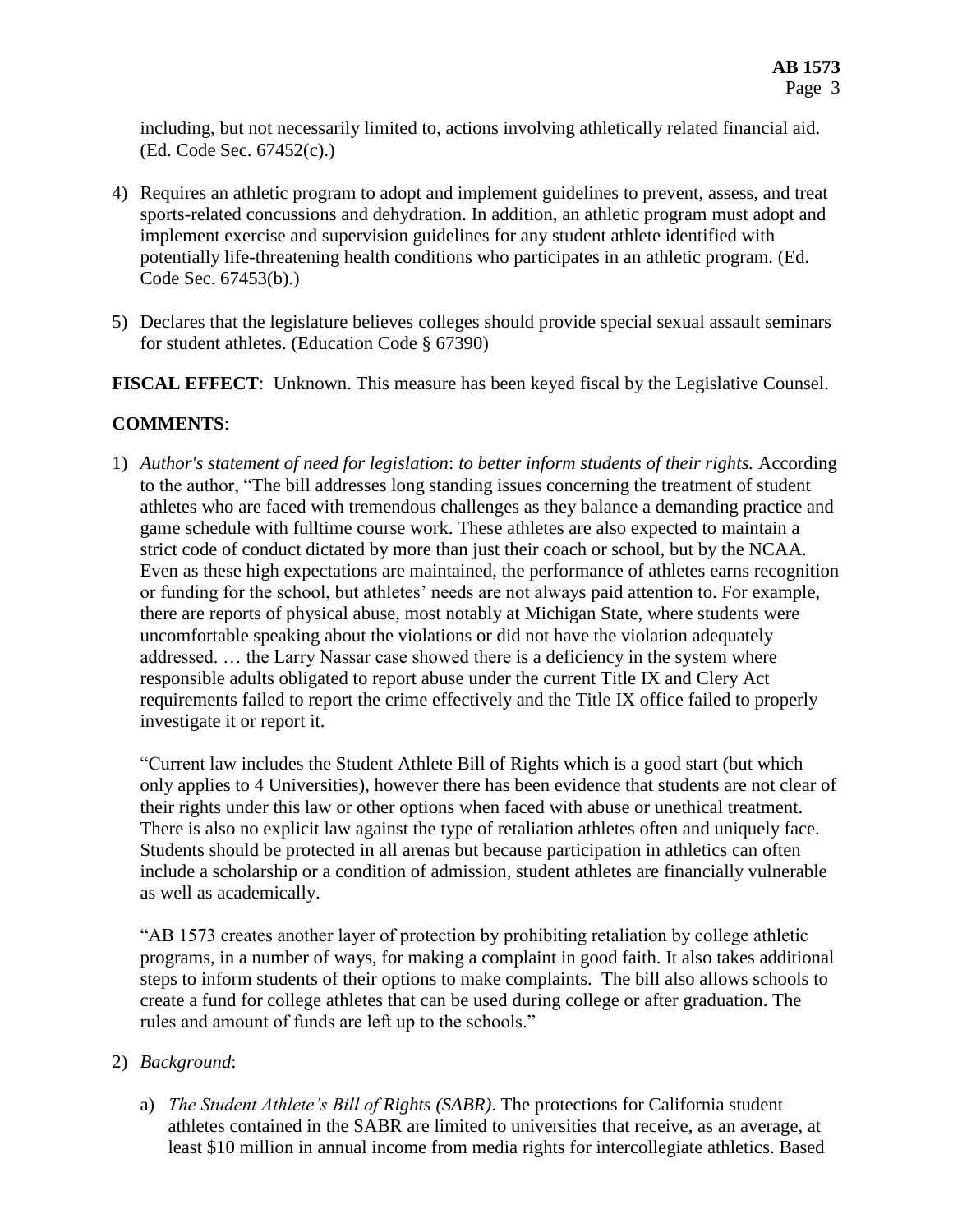including, but not necessarily limited to, actions involving athletically related financial aid. (Ed. Code Sec. 67452(c).)

4) Requires an athletic program to adopt and implement guidelines to prevent, assess, and treat sports-related concussions and dehydration. In addition, an athletic program must adopt and implement exercise and supervision guidelines for any student athlete identified with potentially life-threatening health conditions who participates in an athletic program. (Ed. Code Sec. 67453(b).)

5) Declares that the legislature believes colleges should provide special sexual assault seminars for student athletes. (Education Code § 67390)

**FISCAL EFFECT**: Unknown. This measure has been keyed fiscal by the Legislative Counsel.

**COMMENTS**:

1) *Author's statement of need for legislation*: *to better inform students of their rights.* According to the author, "The bill addresses long standing issues concerning the treatment of student athletes who are faced with tremendous challenges as they balance a demanding practice and game schedule with fulltime course work. These athletes are also expected to maintain a strict code of conduct dictated by more than just their coach or school, but by the NCAA. Even as these high expectations are maintained, the performance of athletes earns recognition or funding for the school, but athletes' needs are not always paid attention to. For example, there are reports of physical abuse, most notably at Michigan State, where students were uncomfortable speaking about the violations or did not have the violation adequately addressed. … the Larry Nassar case showed there is a deficiency in the system where responsible adults obligated to report abuse under the current Title IX and Clery Act requirements failed to report the crime effectively and the Title IX office failed to properly investigate it or report it.

   "Current law includes the Student Athlete Bill of Rights which is a good start (but which only applies to 4 Universities), however there has been evidence that students are not clear of their rights under this law or other options when faced with abuse or unethical treatment. There is also no explicit law against the type of retaliation athletes often and uniquely face. Students should be protected in all arenas but because participation in athletics can often include a scholarship or a condition of admission, student athletes are financially vulnerable as well as academically.

   "AB 1573 creates another layer of protection by prohibiting retaliation by college athletic programs, in a number of ways, for making a complaint in good faith. It also takes additional steps to inform students of their options to make complaints. The bill also allows schools to create a fund for college athletes that can be used during college or after graduation. The rules and amount of funds are left up to the schools."

2) *Background*:

   a) *The Student Athlete's Bill of Rights (SABR)*. The protections for California student athletes contained in the SABR are limited to universities that receive, as an average, at least $10 million in annual income from media rights for intercollegiate athletics. Based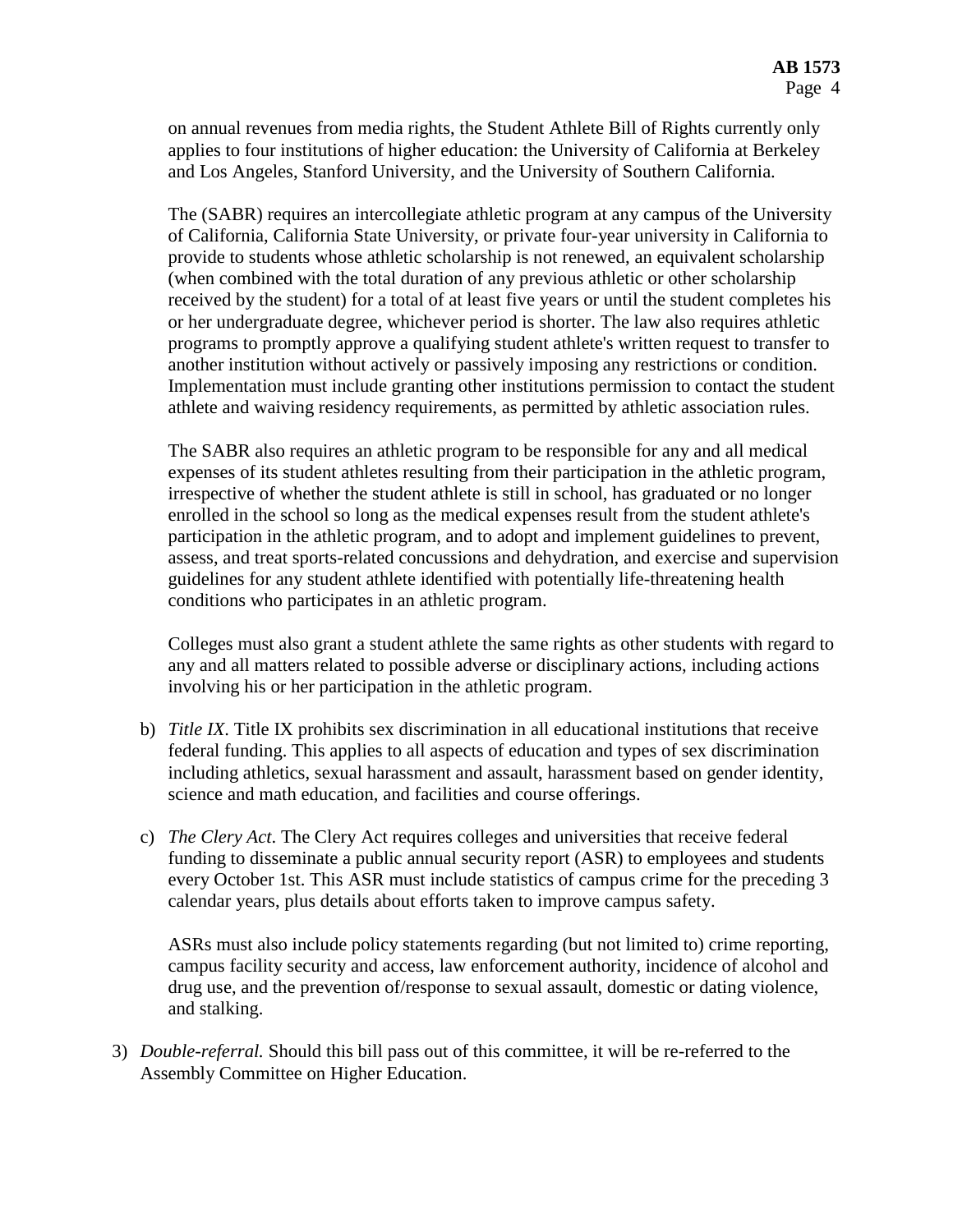on annual revenues from media rights, the Student Athlete Bill of Rights currently only applies to four institutions of higher education: the University of California at Berkeley and Los Angeles, Stanford University, and the University of Southern California.

The (SABR) requires an intercollegiate athletic program at any campus of the University of California, California State University, or private four-year university in California to provide to students whose athletic scholarship is not renewed, an equivalent scholarship (when combined with the total duration of any previous athletic or other scholarship received by the student) for a total of at least five years or until the student completes his or her undergraduate degree, whichever period is shorter. The law also requires athletic programs to promptly approve a qualifying student athlete's written request to transfer to another institution without actively or passively imposing any restrictions or condition. Implementation must include granting other institutions permission to contact the student athlete and waiving residency requirements, as permitted by athletic association rules.

The SABR also requires an athletic program to be responsible for any and all medical expenses of its student athletes resulting from their participation in the athletic program, irrespective of whether the student athlete is still in school, has graduated or no longer enrolled in the school so long as the medical expenses result from the student athlete's participation in the athletic program, and to adopt and implement guidelines to prevent, assess, and treat sports-related concussions and dehydration, and exercise and supervision guidelines for any student athlete identified with potentially life-threatening health conditions who participates in an athletic program.

Colleges must also grant a student athlete the same rights as other students with regard to any and all matters related to possible adverse or disciplinary actions, including actions involving his or her participation in the athletic program.

b) *Title IX*. Title IX prohibits sex discrimination in all educational institutions that receive federal funding. This applies to all aspects of education and types of sex discrimination including athletics, sexual harassment and assault, harassment based on gender identity, science and math education, and facilities and course offerings.

c) *The Clery Act*. The Clery Act requires colleges and universities that receive federal funding to disseminate a public annual security report (ASR) to employees and students every October 1st. This ASR must include statistics of campus crime for the preceding 3 calendar years, plus details about efforts taken to improve campus safety.

ASRs must also include policy statements regarding (but not limited to) crime reporting, campus facility security and access, law enforcement authority, incidence of alcohol and drug use, and the prevention of/response to sexual assault, domestic or dating violence, and stalking.

3) *Double-referral.* Should this bill pass out of this committee, it will be re-referred to the Assembly Committee on Higher Education.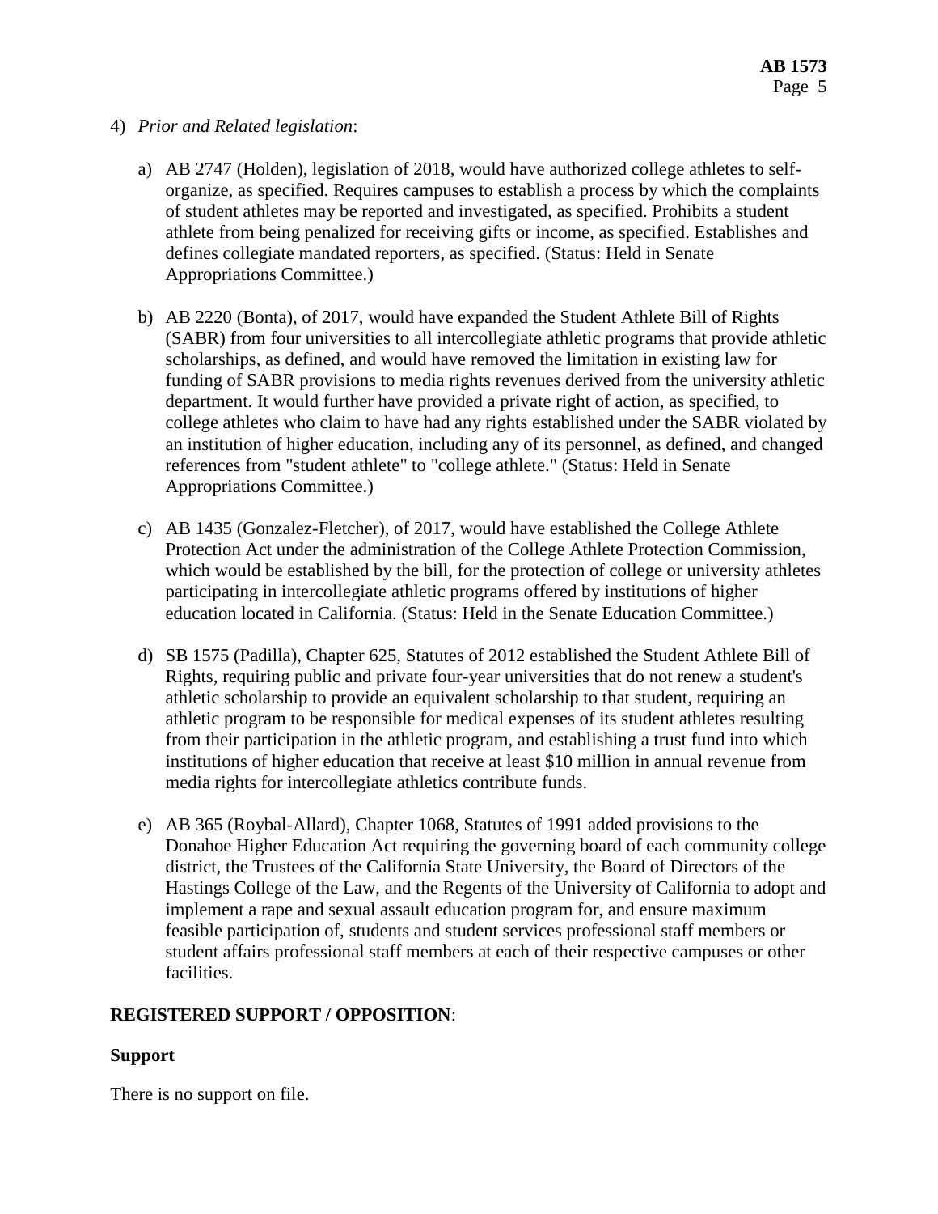4) *Prior and Related legislation*:

   a) AB 2747 (Holden), legislation of 2018, would have authorized college athletes to self-organize, as specified. Requires campuses to establish a process by which the complaints of student athletes may be reported and investigated, as specified. Prohibits a student athlete from being penalized for receiving gifts or income, as specified. Establishes and defines collegiate mandated reporters, as specified. (Status: Held in Senate Appropriations Committee.)

   b) AB 2220 (Bonta), of 2017, would have expanded the Student Athlete Bill of Rights (SABR) from four universities to all intercollegiate athletic programs that provide athletic scholarships, as defined, and would have removed the limitation in existing law for funding of SABR provisions to media rights revenues derived from the university athletic department. It would further have provided a private right of action, as specified, to college athletes who claim to have had any rights established under the SABR violated by an institution of higher education, including any of its personnel, as defined, and changed references from "student athlete" to "college athlete." (Status: Held in Senate Appropriations Committee.)

   c) AB 1435 (Gonzalez-Fletcher), of 2017, would have established the College Athlete Protection Act under the administration of the College Athlete Protection Commission, which would be established by the bill, for the protection of college or university athletes participating in intercollegiate athletic programs offered by institutions of higher education located in California. (Status: Held in the Senate Education Committee.)

   d) SB 1575 (Padilla), Chapter 625, Statutes of 2012 established the Student Athlete Bill of Rights, requiring public and private four-year universities that do not renew a student's athletic scholarship to provide an equivalent scholarship to that student, requiring an athletic program to be responsible for medical expenses of its student athletes resulting from their participation in the athletic program, and establishing a trust fund into which institutions of higher education that receive at least $10 million in annual revenue from media rights for intercollegiate athletics contribute funds.

   e) AB 365 (Roybal-Allard), Chapter 1068, Statutes of 1991 added provisions to the Donahoe Higher Education Act requiring the governing board of each community college district, the Trustees of the California State University, the Board of Directors of the Hastings College of the Law, and the Regents of the University of California to adopt and implement a rape and sexual assault education program for, and ensure maximum feasible participation of, students and student services professional staff members or student affairs professional staff members at each of their respective campuses or other facilities.

**REGISTERED SUPPORT / OPPOSITION**:

**Support**

There is no support on file.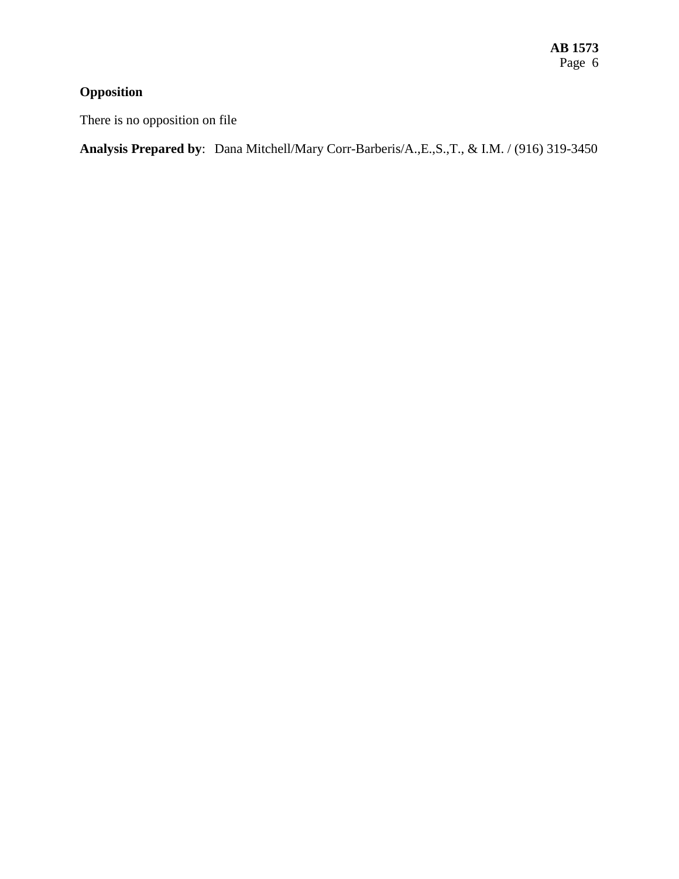**Opposition**

There is no opposition on file

**Analysis Prepared by**: Dana Mitchell/Mary Corr-Barberis/A.,E.,S.,T., & I.M. / (916) 319-3450